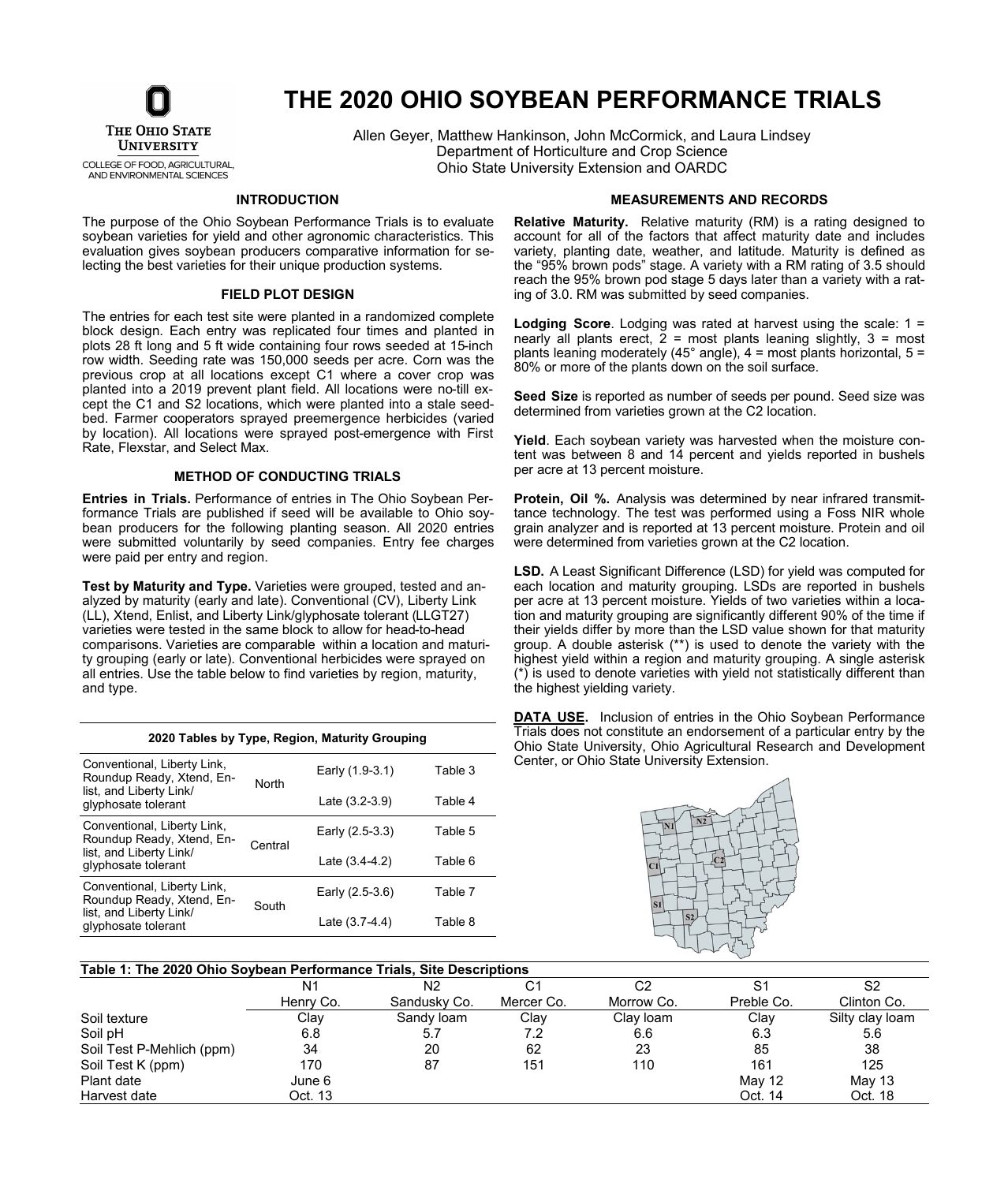# THE 2020 OHIO SOYBEAN PERFORMANCE TRIALS

Allen Geyer, Matthew Hankinson, John McCormick, and Laura Lindsey
Department of Horticulture and Crop Science
Ohio State University Extension and OARDC

## INTRODUCTION

The purpose of the Ohio Soybean Performance Trials is to evaluate soybean varieties for yield and other agronomic characteristics. This evaluation gives soybean producers comparative information for selecting the best varieties for their unique production systems.

## FIELD PLOT DESIGN

The entries for each test site were planted in a randomized complete block design. Each entry was replicated four times and planted in plots 28 ft long and 5 ft wide containing four rows seeded at 15-inch row width. Seeding rate was 150,000 seeds per acre. Corn was the previous crop at all locations except C1 where a cover crop was planted into a 2019 prevent plant field. All locations were no-till except the C1 and S2 locations, which were planted into a stale seedbed. Farmer cooperators sprayed preemergence herbicides (varied by location). All locations were sprayed post-emergence with First Rate, Flexstar, and Select Max.

## METHOD OF CONDUCTING TRIALS

**Entries in Trials.** Performance of entries in The Ohio Soybean Performance Trials are published if seed will be available to Ohio soybean producers for the following planting season. All 2020 entries were submitted voluntarily by seed companies. Entry fee charges were paid per entry and region.

**Test by Maturity and Type.** Varieties were grouped, tested and analyzed by maturity (early and late). Conventional (CV), Liberty Link (LL), Xtend, Enlist, and Liberty Link/glyphosate tolerant (LLGT27) varieties were tested in the same block to allow for head-to-head comparisons. Varieties are comparable within a location and maturity grouping (early or late). Conventional herbicides were sprayed on all entries. Use the table below to find varieties by region, maturity, and type.

**2020 Tables by Type, Region, Maturity Grouping**

| Type | Region | Maturity | Table |
|---|---|---|---|
| Conventional, Liberty Link, Roundup Ready, Xtend, Enlist, and Liberty Link/ glyphosate tolerant | North | Early (1.9-3.1) | Table 3 |
| | | Late (3.2-3.9) | Table 4 |
| Conventional, Liberty Link, Roundup Ready, Xtend, Enlist, and Liberty Link/ glyphosate tolerant | Central | Early (2.5-3.3) | Table 5 |
| | | Late (3.4-4.2) | Table 6 |
| Conventional, Liberty Link, Roundup Ready, Xtend, Enlist, and Liberty Link/ glyphosate tolerant | South | Early (2.5-3.6) | Table 7 |
| | | Late (3.7-4.4) | Table 8 |

## MEASUREMENTS AND RECORDS

**Relative Maturity.** Relative maturity (RM) is a rating designed to account for all of the factors that affect maturity date and includes variety, planting date, weather, and latitude. Maturity is defined as the "95% brown pods" stage. A variety with a RM rating of 3.5 should reach the 95% brown pod stage 5 days later than a variety with a rating of 3.0. RM was submitted by seed companies.

**Lodging Score**. Lodging was rated at harvest using the scale: 1 = nearly all plants erect, 2 = most plants leaning slightly, 3 = most plants leaning moderately (45° angle), 4 = most plants horizontal, 5 = 80% or more of the plants down on the soil surface.

**Seed Size** is reported as number of seeds per pound. Seed size was determined from varieties grown at the C2 location.

**Yield**. Each soybean variety was harvested when the moisture content was between 8 and 14 percent and yields reported in bushels per acre at 13 percent moisture.

**Protein, Oil %.** Analysis was determined by near infrared transmittance technology. The test was performed using a Foss NIR whole grain analyzer and is reported at 13 percent moisture. Protein and oil were determined from varieties grown at the C2 location.

**LSD.** A Least Significant Difference (LSD) for yield was computed for each location and maturity grouping. LSDs are reported in bushels per acre at 13 percent moisture. Yields of two varieties within a location and maturity grouping are significantly different 90% of the time if their yields differ by more than the LSD value shown for that maturity group. A double asterisk (**) is used to denote the variety with the highest yield within a region and maturity grouping. A single asterisk (*) is used to denote varieties with yield not statistically different than the highest yielding variety.

**DATA USE.** Inclusion of entries in the Ohio Soybean Performance Trials does not constitute an endorsement of a particular entry by the Ohio State University, Ohio Agricultural Research and Development Center, or Ohio State University Extension.

**Table 1: The 2020 Ohio Soybean Performance Trials, Site Descriptions**

| | N1 | N2 | C1 | C2 | S1 | S2 |
|---|---|---|---|---|---|---|
| | Henry Co. | Sandusky Co. | Mercer Co. | Morrow Co. | Preble Co. | Clinton Co. |
| Soil texture | Clay | Sandy loam | Clay | Clay loam | Clay | Silty clay loam |
| Soil pH | 6.8 | 5.7 | 7.2 | 6.6 | 6.3 | 5.6 |
| Soil Test P-Mehlich (ppm) | 34 | 20 | 62 | 23 | 85 | 38 |
| Soil Test K (ppm) | 170 | 87 | 151 | 110 | 161 | 125 |
| Plant date | June 6 | | | | May 12 | May 13 |
| Harvest date | Oct. 13 | | | | Oct. 14 | Oct. 18 |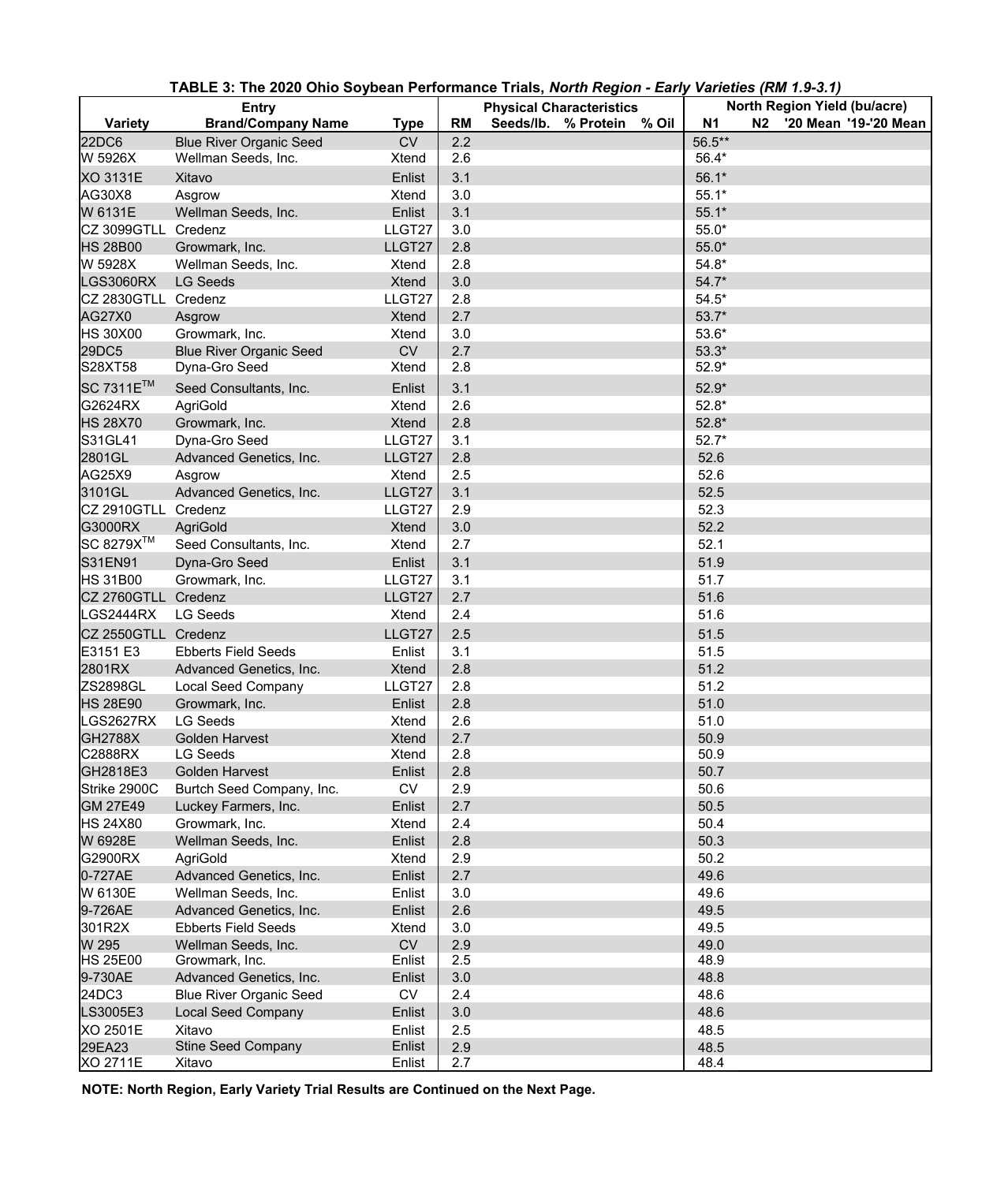**TABLE 3: The 2020 Ohio Soybean Performance Trials, *North Region - Early Varieties (RM 1.9-3.1)***

| Entry | | | Physical Characteristics | | | | North Region Yield (bu/acre) | | | |
|---|---|---|---|---|---|---|---|---|---|---|
| Variety | Brand/Company Name | Type | RM | Seeds/lb. | % Protein | % Oil | N1 | N2 | '20 Mean | '19-'20 Mean |
| 22DC6 | Blue River Organic Seed | CV | 2.2 | | | | 56.5** | | | |
| W 5926X | Wellman Seeds, Inc. | Xtend | 2.6 | | | | 56.4* | | | |
| XO 3131E | Xitavo | Enlist | 3.1 | | | | 56.1* | | | |
| AG30X8 | Asgrow | Xtend | 3.0 | | | | 55.1* | | | |
| W 6131E | Wellman Seeds, Inc. | Enlist | 3.1 | | | | 55.1* | | | |
| CZ 3099GTLL | Credenz | LLGT27 | 3.0 | | | | 55.0* | | | |
| HS 28B00 | Growmark, Inc. | LLGT27 | 2.8 | | | | 55.0* | | | |
| W 5928X | Wellman Seeds, Inc. | Xtend | 2.8 | | | | 54.8* | | | |
| LGS3060RX | LG Seeds | Xtend | 3.0 | | | | 54.7* | | | |
| CZ 2830GTLL | Credenz | LLGT27 | 2.8 | | | | 54.5* | | | |
| AG27X0 | Asgrow | Xtend | 2.7 | | | | 53.7* | | | |
| HS 30X00 | Growmark, Inc. | Xtend | 3.0 | | | | 53.6* | | | |
| 29DC5 | Blue River Organic Seed | CV | 2.7 | | | | 53.3* | | | |
| S28XT58 | Dyna-Gro Seed | Xtend | 2.8 | | | | 52.9* | | | |
| SC 7311E™ | Seed Consultants, Inc. | Enlist | 3.1 | | | | 52.9* | | | |
| G2624RX | AgriGold | Xtend | 2.6 | | | | 52.8* | | | |
| HS 28X70 | Growmark, Inc. | Xtend | 2.8 | | | | 52.8* | | | |
| S31GL41 | Dyna-Gro Seed | LLGT27 | 3.1 | | | | 52.7* | | | |
| 2801GL | Advanced Genetics, Inc. | LLGT27 | 2.8 | | | | 52.6 | | | |
| AG25X9 | Asgrow | Xtend | 2.5 | | | | 52.6 | | | |
| 3101GL | Advanced Genetics, Inc. | LLGT27 | 3.1 | | | | 52.5 | | | |
| CZ 2910GTLL | Credenz | LLGT27 | 2.9 | | | | 52.3 | | | |
| G3000RX | AgriGold | Xtend | 3.0 | | | | 52.2 | | | |
| SC 8279X™ | Seed Consultants, Inc. | Xtend | 2.7 | | | | 52.1 | | | |
| S31EN91 | Dyna-Gro Seed | Enlist | 3.1 | | | | 51.9 | | | |
| HS 31B00 | Growmark, Inc. | LLGT27 | 3.1 | | | | 51.7 | | | |
| CZ 2760GTLL | Credenz | LLGT27 | 2.7 | | | | 51.6 | | | |
| LGS2444RX | LG Seeds | Xtend | 2.4 | | | | 51.6 | | | |
| CZ 2550GTLL | Credenz | LLGT27 | 2.5 | | | | 51.5 | | | |
| E3151 E3 | Ebberts Field Seeds | Enlist | 3.1 | | | | 51.5 | | | |
| 2801RX | Advanced Genetics, Inc. | Xtend | 2.8 | | | | 51.2 | | | |
| ZS2898GL | Local Seed Company | LLGT27 | 2.8 | | | | 51.2 | | | |
| HS 28E90 | Growmark, Inc. | Enlist | 2.8 | | | | 51.0 | | | |
| LGS2627RX | LG Seeds | Xtend | 2.6 | | | | 51.0 | | | |
| GH2788X | Golden Harvest | Xtend | 2.7 | | | | 50.9 | | | |
| C2888RX | LG Seeds | Xtend | 2.8 | | | | 50.9 | | | |
| GH2818E3 | Golden Harvest | Enlist | 2.8 | | | | 50.7 | | | |
| Strike 2900C | Burtch Seed Company, Inc. | CV | 2.9 | | | | 50.6 | | | |
| GM 27E49 | Luckey Farmers, Inc. | Enlist | 2.7 | | | | 50.5 | | | |
| HS 24X80 | Growmark, Inc. | Xtend | 2.4 | | | | 50.4 | | | |
| W 6928E | Wellman Seeds, Inc. | Enlist | 2.8 | | | | 50.3 | | | |
| G2900RX | AgriGold | Xtend | 2.9 | | | | 50.2 | | | |
| 0-727AE | Advanced Genetics, Inc. | Enlist | 2.7 | | | | 49.6 | | | |
| W 6130E | Wellman Seeds, Inc. | Enlist | 3.0 | | | | 49.6 | | | |
| 9-726AE | Advanced Genetics, Inc. | Enlist | 2.6 | | | | 49.5 | | | |
| 301R2X | Ebberts Field Seeds | Xtend | 3.0 | | | | 49.5 | | | |
| W 295 | Wellman Seeds, Inc. | CV | 2.9 | | | | 49.0 | | | |
| HS 25E00 | Growmark, Inc. | Enlist | 2.5 | | | | 48.9 | | | |
| 9-730AE | Advanced Genetics, Inc. | Enlist | 3.0 | | | | 48.8 | | | |
| 24DC3 | Blue River Organic Seed | CV | 2.4 | | | | 48.6 | | | |
| LS3005E3 | Local Seed Company | Enlist | 3.0 | | | | 48.6 | | | |
| XO 2501E | Xitavo | Enlist | 2.5 | | | | 48.5 | | | |
| 29EA23 | Stine Seed Company | Enlist | 2.9 | | | | 48.5 | | | |
| XO 2711E | Xitavo | Enlist | 2.7 | | | | 48.4 | | | |

**NOTE: North Region, Early Variety Trial Results are Continued on the Next Page.**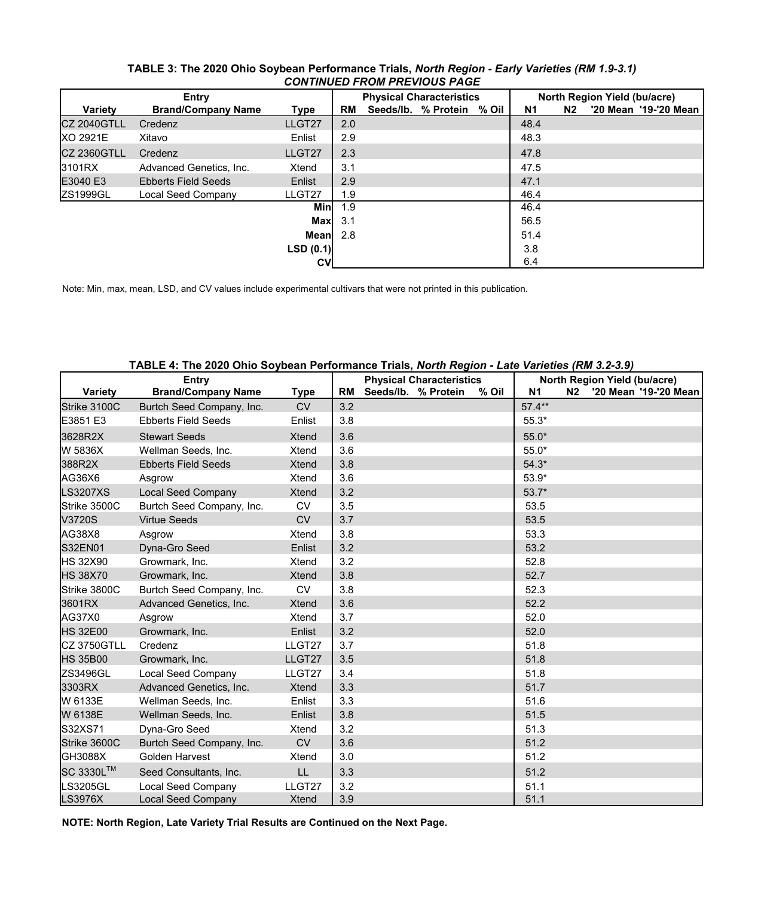**TABLE 3: The 2020 Ohio Soybean Performance Trials, *North Region - Early Varieties (RM 1.9-3.1)***
***CONTINUED FROM PREVIOUS PAGE***

| Entry | | | Physical Characteristics | | | | North Region Yield (bu/acre) | | | |
|---|---|---|---|---|---|---|---|---|---|---|
| Variety | Brand/Company Name | Type | RM | Seeds/lb. | % Protein | % Oil | N1 | N2 | '20 Mean | '19-'20 Mean |
| CZ 2040GTLL | Credenz | LLGT27 | 2.0 | | | | 48.4 | | | |
| XO 2921E | Xitavo | Enlist | 2.9 | | | | 48.3 | | | |
| CZ 2360GTLL | Credenz | LLGT27 | 2.3 | | | | 47.8 | | | |
| 3101RX | Advanced Genetics, Inc. | Xtend | 3.1 | | | | 47.5 | | | |
| E3040 E3 | Ebberts Field Seeds | Enlist | 2.9 | | | | 47.1 | | | |
| ZS1999GL | Local Seed Company | LLGT27 | 1.9 | | | | 46.4 | | | |
| | | **Min** | 1.9 | | | | 46.4 | | | |
| | | **Max** | 3.1 | | | | 56.5 | | | |
| | | **Mean** | 2.8 | | | | 51.4 | | | |
| | | **LSD (0.1)** | | | | | 3.8 | | | |
| | | **CV** | | | | | 6.4 | | | |

Note: Min, max, mean, LSD, and CV values include experimental cultivars that were not printed in this publication.

**TABLE 4: The 2020 Ohio Soybean Performance Trials, *North Region - Late Varieties (RM 3.2-3.9)***

| Entry | | | Physical Characteristics | | | | North Region Yield (bu/acre) | | | |
|---|---|---|---|---|---|---|---|---|---|---|
| Variety | Brand/Company Name | Type | RM | Seeds/lb. | % Protein | % Oil | N1 | N2 | '20 Mean | '19-'20 Mean |
| Strike 3100C | Burtch Seed Company, Inc. | CV | 3.2 | | | | 57.4** | | | |
| E3851 E3 | Ebberts Field Seeds | Enlist | 3.8 | | | | 55.3* | | | |
| 3628R2X | Stewart Seeds | Xtend | 3.6 | | | | 55.0* | | | |
| W 5836X | Wellman Seeds, Inc. | Xtend | 3.6 | | | | 55.0* | | | |
| 388R2X | Ebberts Field Seeds | Xtend | 3.8 | | | | 54.3* | | | |
| AG36X6 | Asgrow | Xtend | 3.6 | | | | 53.9* | | | |
| LS3207XS | Local Seed Company | Xtend | 3.2 | | | | 53.7* | | | |
| Strike 3500C | Burtch Seed Company, Inc. | CV | 3.5 | | | | 53.5 | | | |
| V3720S | Virtue Seeds | CV | 3.7 | | | | 53.5 | | | |
| AG38X8 | Asgrow | Xtend | 3.8 | | | | 53.3 | | | |
| S32EN01 | Dyna-Gro Seed | Enlist | 3.2 | | | | 53.2 | | | |
| HS 32X90 | Growmark, Inc. | Xtend | 3.2 | | | | 52.8 | | | |
| HS 38X70 | Growmark, Inc. | Xtend | 3.8 | | | | 52.7 | | | |
| Strike 3800C | Burtch Seed Company, Inc. | CV | 3.8 | | | | 52.3 | | | |
| 3601RX | Advanced Genetics, Inc. | Xtend | 3.6 | | | | 52.2 | | | |
| AG37X0 | Asgrow | Xtend | 3.7 | | | | 52.0 | | | |
| HS 32E00 | Growmark, Inc. | Enlist | 3.2 | | | | 52.0 | | | |
| CZ 3750GTLL | Credenz | LLGT27 | 3.7 | | | | 51.8 | | | |
| HS 35B00 | Growmark, Inc. | LLGT27 | 3.5 | | | | 51.8 | | | |
| ZS3496GL | Local Seed Company | LLGT27 | 3.4 | | | | 51.8 | | | |
| 3303RX | Advanced Genetics, Inc. | Xtend | 3.3 | | | | 51.7 | | | |
| W 6133E | Wellman Seeds, Inc. | Enlist | 3.3 | | | | 51.6 | | | |
| W 6138E | Wellman Seeds, Inc. | Enlist | 3.8 | | | | 51.5 | | | |
| S32XS71 | Dyna-Gro Seed | Xtend | 3.2 | | | | 51.3 | | | |
| Strike 3600C | Burtch Seed Company, Inc. | CV | 3.6 | | | | 51.2 | | | |
| GH3088X | Golden Harvest | Xtend | 3.0 | | | | 51.2 | | | |
| SC 3330L™ | Seed Consultants, Inc. | LL | 3.3 | | | | 51.2 | | | |
| LS3205GL | Local Seed Company | LLGT27 | 3.2 | | | | 51.1 | | | |
| LS3976X | Local Seed Company | Xtend | 3.9 | | | | 51.1 | | | |

**NOTE: North Region, Late Variety Trial Results are Continued on the Next Page.**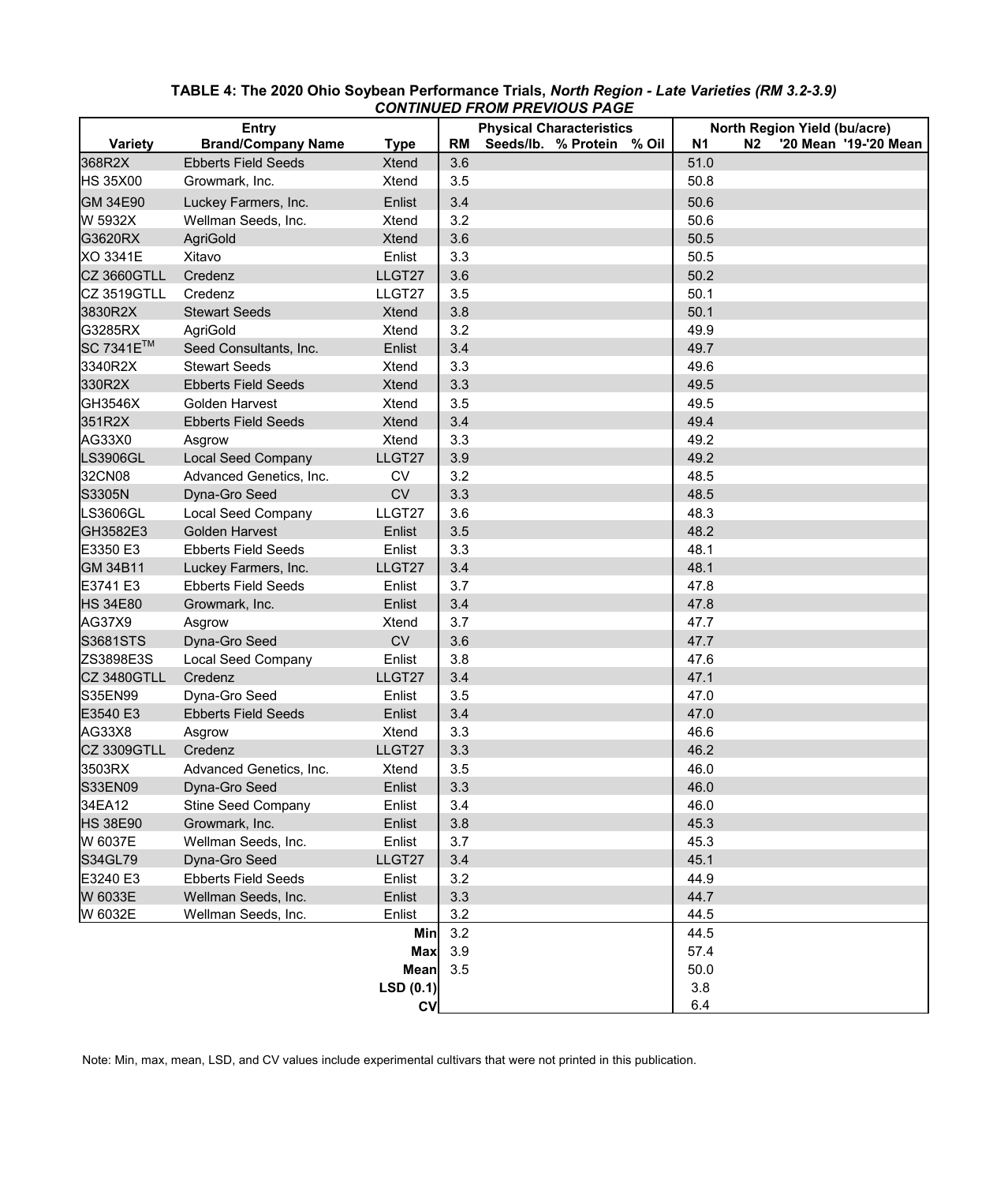**TABLE 4: The 2020 Ohio Soybean Performance Trials, *North Region - Late Varieties (RM 3.2-3.9)***
***CONTINUED FROM PREVIOUS PAGE***

| Entry | | | Physical Characteristics | | | | North Region Yield (bu/acre) | | | |
|---|---|---|---|---|---|---|---|---|---|---|
| Variety | Brand/Company Name | Type | RM | Seeds/lb. | % Protein | % Oil | N1 | N2 | '20 Mean | '19-'20 Mean |
| 368R2X | Ebberts Field Seeds | Xtend | 3.6 | | | | 51.0 | | | |
| HS 35X00 | Growmark, Inc. | Xtend | 3.5 | | | | 50.8 | | | |
| GM 34E90 | Luckey Farmers, Inc. | Enlist | 3.4 | | | | 50.6 | | | |
| W 5932X | Wellman Seeds, Inc. | Xtend | 3.2 | | | | 50.6 | | | |
| G3620RX | AgriGold | Xtend | 3.6 | | | | 50.5 | | | |
| XO 3341E | Xitavo | Enlist | 3.3 | | | | 50.5 | | | |
| CZ 3660GTLL | Credenz | LLGT27 | 3.6 | | | | 50.2 | | | |
| CZ 3519GTLL | Credenz | LLGT27 | 3.5 | | | | 50.1 | | | |
| 3830R2X | Stewart Seeds | Xtend | 3.8 | | | | 50.1 | | | |
| G3285RX | AgriGold | Xtend | 3.2 | | | | 49.9 | | | |
| SC 7341E™ | Seed Consultants, Inc. | Enlist | 3.4 | | | | 49.7 | | | |
| 3340R2X | Stewart Seeds | Xtend | 3.3 | | | | 49.6 | | | |
| 330R2X | Ebberts Field Seeds | Xtend | 3.3 | | | | 49.5 | | | |
| GH3546X | Golden Harvest | Xtend | 3.5 | | | | 49.5 | | | |
| 351R2X | Ebberts Field Seeds | Xtend | 3.4 | | | | 49.4 | | | |
| AG33X0 | Asgrow | Xtend | 3.3 | | | | 49.2 | | | |
| LS3906GL | Local Seed Company | LLGT27 | 3.9 | | | | 49.2 | | | |
| 32CN08 | Advanced Genetics, Inc. | CV | 3.2 | | | | 48.5 | | | |
| S3305N | Dyna-Gro Seed | CV | 3.3 | | | | 48.5 | | | |
| LS3606GL | Local Seed Company | LLGT27 | 3.6 | | | | 48.3 | | | |
| GH3582E3 | Golden Harvest | Enlist | 3.5 | | | | 48.2 | | | |
| E3350 E3 | Ebberts Field Seeds | Enlist | 3.3 | | | | 48.1 | | | |
| GM 34B11 | Luckey Farmers, Inc. | LLGT27 | 3.4 | | | | 48.1 | | | |
| E3741 E3 | Ebberts Field Seeds | Enlist | 3.7 | | | | 47.8 | | | |
| HS 34E80 | Growmark, Inc. | Enlist | 3.4 | | | | 47.8 | | | |
| AG37X9 | Asgrow | Xtend | 3.7 | | | | 47.7 | | | |
| S3681STS | Dyna-Gro Seed | CV | 3.6 | | | | 47.7 | | | |
| ZS3898E3S | Local Seed Company | Enlist | 3.8 | | | | 47.6 | | | |
| CZ 3480GTLL | Credenz | LLGT27 | 3.4 | | | | 47.1 | | | |
| S35EN99 | Dyna-Gro Seed | Enlist | 3.5 | | | | 47.0 | | | |
| E3540 E3 | Ebberts Field Seeds | Enlist | 3.4 | | | | 47.0 | | | |
| AG33X8 | Asgrow | Xtend | 3.3 | | | | 46.6 | | | |
| CZ 3309GTLL | Credenz | LLGT27 | 3.3 | | | | 46.2 | | | |
| 3503RX | Advanced Genetics, Inc. | Xtend | 3.5 | | | | 46.0 | | | |
| S33EN09 | Dyna-Gro Seed | Enlist | 3.3 | | | | 46.0 | | | |
| 34EA12 | Stine Seed Company | Enlist | 3.4 | | | | 46.0 | | | |
| HS 38E90 | Growmark, Inc. | Enlist | 3.8 | | | | 45.3 | | | |
| W 6037E | Wellman Seeds, Inc. | Enlist | 3.7 | | | | 45.3 | | | |
| S34GL79 | Dyna-Gro Seed | LLGT27 | 3.4 | | | | 45.1 | | | |
| E3240 E3 | Ebberts Field Seeds | Enlist | 3.2 | | | | 44.9 | | | |
| W 6033E | Wellman Seeds, Inc. | Enlist | 3.3 | | | | 44.7 | | | |
| W 6032E | Wellman Seeds, Inc. | Enlist | 3.2 | | | | 44.5 | | | |
| | | **Min** | 3.2 | | | | 44.5 | | | |
| | | **Max** | 3.9 | | | | 57.4 | | | |
| | | **Mean** | 3.5 | | | | 50.0 | | | |
| | | **LSD (0.1)** | | | | | 3.8 | | | |
| | | **CV** | | | | | 6.4 | | | |

Note: Min, max, mean, LSD, and CV values include experimental cultivars that were not printed in this publication.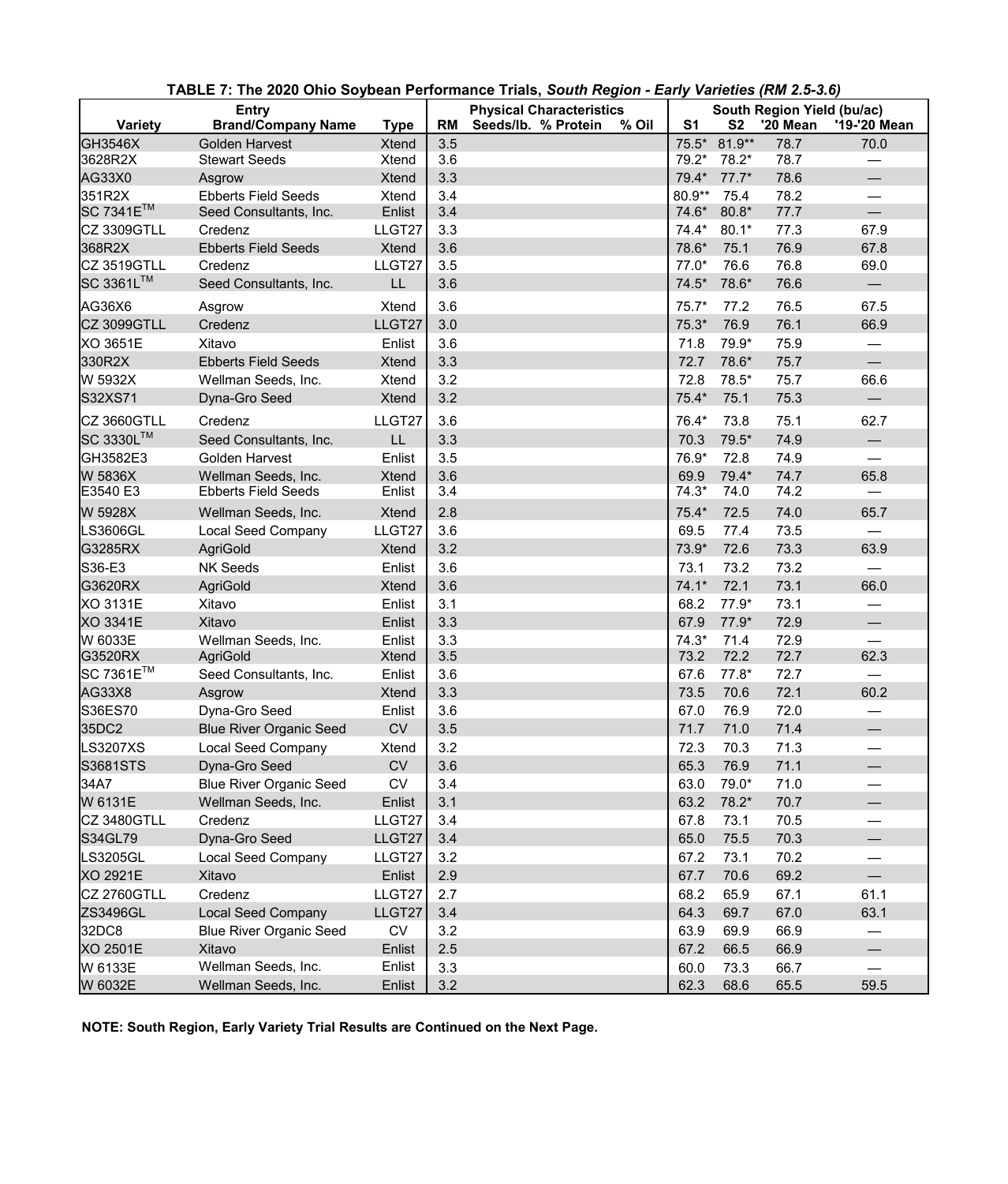**TABLE 7: The 2020 Ohio Soybean Performance Trials, *South Region - Early Varieties (RM 2.5-3.6)***

| Entry | | | Physical Characteristics | | | | South Region Yield (bu/ac) | | | |
|---|---|---|---|---|---|---|---|---|---|---|
| Variety | Brand/Company Name | Type | RM | Seeds/lb. | % Protein | % Oil | S1 | S2 | '20 Mean | '19-'20 Mean |
| GH3546X | Golden Harvest | Xtend | 3.5 | | | | 75.5* | 81.9** | 78.7 | 70.0 |
| 3628R2X | Stewart Seeds | Xtend | 3.6 | | | | 79.2* | 78.2* | 78.7 | — |
| AG33X0 | Asgrow | Xtend | 3.3 | | | | 79.4* | 77.7* | 78.6 | — |
| 351R2X | Ebberts Field Seeds | Xtend | 3.4 | | | | 80.9** | 75.4 | 78.2 | — |
| SC 7341E™ | Seed Consultants, Inc. | Enlist | 3.4 | | | | 74.6* | 80.8* | 77.7 | — |
| CZ 3309GTLL | Credenz | LLGT27 | 3.3 | | | | 74.4* | 80.1* | 77.3 | 67.9 |
| 368R2X | Ebberts Field Seeds | Xtend | 3.6 | | | | 78.6* | 75.1 | 76.9 | 67.8 |
| CZ 3519GTLL | Credenz | LLGT27 | 3.5 | | | | 77.0* | 76.6 | 76.8 | 69.0 |
| SC 3361L™ | Seed Consultants, Inc. | LL | 3.6 | | | | 74.5* | 78.6* | 76.6 | — |
| AG36X6 | Asgrow | Xtend | 3.6 | | | | 75.7* | 77.2 | 76.5 | 67.5 |
| CZ 3099GTLL | Credenz | LLGT27 | 3.0 | | | | 75.3* | 76.9 | 76.1 | 66.9 |
| XO 3651E | Xitavo | Enlist | 3.6 | | | | 71.8 | 79.9* | 75.9 | — |
| 330R2X | Ebberts Field Seeds | Xtend | 3.3 | | | | 72.7 | 78.6* | 75.7 | — |
| W 5932X | Wellman Seeds, Inc. | Xtend | 3.2 | | | | 72.8 | 78.5* | 75.7 | 66.6 |
| S32XS71 | Dyna-Gro Seed | Xtend | 3.2 | | | | 75.4* | 75.1 | 75.3 | — |
| CZ 3660GTLL | Credenz | LLGT27 | 3.6 | | | | 76.4* | 73.8 | 75.1 | 62.7 |
| SC 3330L™ | Seed Consultants, Inc. | LL | 3.3 | | | | 70.3 | 79.5* | 74.9 | — |
| GH3582E3 | Golden Harvest | Enlist | 3.5 | | | | 76.9* | 72.8 | 74.9 | — |
| W 5836X | Wellman Seeds, Inc. | Xtend | 3.6 | | | | 69.9 | 79.4* | 74.7 | 65.8 |
| E3540 E3 | Ebberts Field Seeds | Enlist | 3.4 | | | | 74.3* | 74.0 | 74.2 | — |
| W 5928X | Wellman Seeds, Inc. | Xtend | 2.8 | | | | 75.4* | 72.5 | 74.0 | 65.7 |
| LS3606GL | Local Seed Company | LLGT27 | 3.6 | | | | 69.5 | 77.4 | 73.5 | — |
| G3285RX | AgriGold | Xtend | 3.2 | | | | 73.9* | 72.6 | 73.3 | 63.9 |
| S36-E3 | NK Seeds | Enlist | 3.6 | | | | 73.1 | 73.2 | 73.2 | — |
| G3620RX | AgriGold | Xtend | 3.6 | | | | 74.1* | 72.1 | 73.1 | 66.0 |
| XO 3131E | Xitavo | Enlist | 3.1 | | | | 68.2 | 77.9* | 73.1 | — |
| XO 3341E | Xitavo | Enlist | 3.3 | | | | 67.9 | 77.9* | 72.9 | — |
| W 6033E | Wellman Seeds, Inc. | Enlist | 3.3 | | | | 74.3* | 71.4 | 72.9 | — |
| G3520RX | AgriGold | Xtend | 3.5 | | | | 73.2 | 72.2 | 72.7 | 62.3 |
| SC 7361E™ | Seed Consultants, Inc. | Enlist | 3.6 | | | | 67.6 | 77.8* | 72.7 | — |
| AG33X8 | Asgrow | Xtend | 3.3 | | | | 73.5 | 70.6 | 72.1 | 60.2 |
| S36ES70 | Dyna-Gro Seed | Enlist | 3.6 | | | | 67.0 | 76.9 | 72.0 | — |
| 35DC2 | Blue River Organic Seed | CV | 3.5 | | | | 71.7 | 71.0 | 71.4 | — |
| LS3207XS | Local Seed Company | Xtend | 3.2 | | | | 72.3 | 70.3 | 71.3 | — |
| S3681STS | Dyna-Gro Seed | CV | 3.6 | | | | 65.3 | 76.9 | 71.1 | — |
| 34A7 | Blue River Organic Seed | CV | 3.4 | | | | 63.0 | 79.0* | 71.0 | — |
| W 6131E | Wellman Seeds, Inc. | Enlist | 3.1 | | | | 63.2 | 78.2* | 70.7 | — |
| CZ 3480GTLL | Credenz | LLGT27 | 3.4 | | | | 67.8 | 73.1 | 70.5 | — |
| S34GL79 | Dyna-Gro Seed | LLGT27 | 3.4 | | | | 65.0 | 75.5 | 70.3 | — |
| LS3205GL | Local Seed Company | LLGT27 | 3.2 | | | | 67.2 | 73.1 | 70.2 | — |
| XO 2921E | Xitavo | Enlist | 2.9 | | | | 67.7 | 70.6 | 69.2 | — |
| CZ 2760GTLL | Credenz | LLGT27 | 2.7 | | | | 68.2 | 65.9 | 67.1 | 61.1 |
| ZS3496GL | Local Seed Company | LLGT27 | 3.4 | | | | 64.3 | 69.7 | 67.0 | 63.1 |
| 32DC8 | Blue River Organic Seed | CV | 3.2 | | | | 63.9 | 69.9 | 66.9 | — |
| XO 2501E | Xitavo | Enlist | 2.5 | | | | 67.2 | 66.5 | 66.9 | — |
| W 6133E | Wellman Seeds, Inc. | Enlist | 3.3 | | | | 60.0 | 73.3 | 66.7 | — |
| W 6032E | Wellman Seeds, Inc. | Enlist | 3.2 | | | | 62.3 | 68.6 | 65.5 | 59.5 |

**NOTE: South Region, Early Variety Trial Results are Continued on the Next Page.**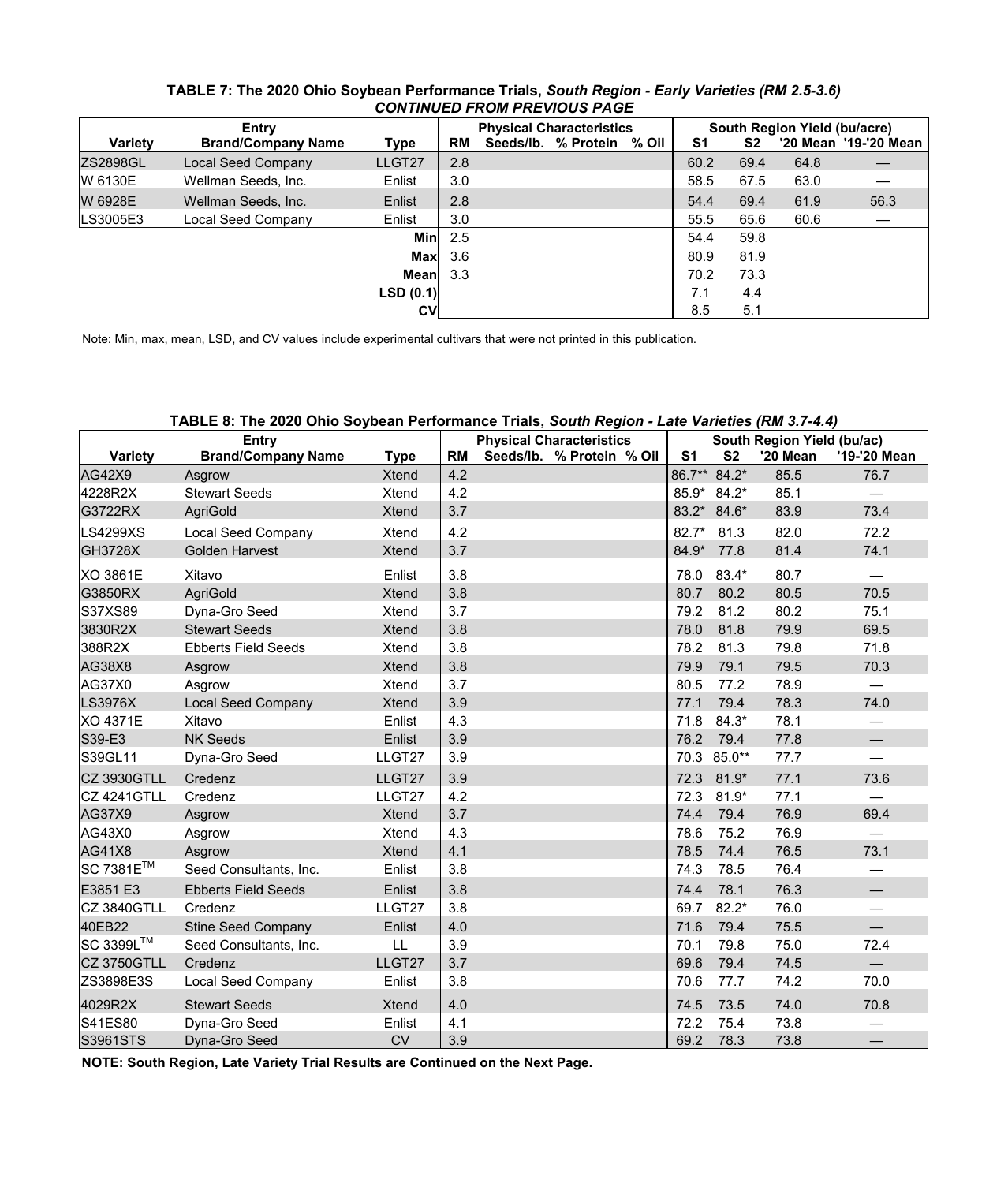**TABLE 7: The 2020 Ohio Soybean Performance Trials, *South Region - Early Varieties (RM 2.5-3.6)***
***CONTINUED FROM PREVIOUS PAGE***

| Entry | | | Physical Characteristics | | | | South Region Yield (bu/acre) | | | |
|---|---|---|---|---|---|---|---|---|---|---|
| Variety | Brand/Company Name | Type | RM | Seeds/lb. | % Protein | % Oil | S1 | S2 | '20 Mean | '19-'20 Mean |
| ZS2898GL | Local Seed Company | LLGT27 | 2.8 | | | | 60.2 | 69.4 | 64.8 | — |
| W 6130E | Wellman Seeds, Inc. | Enlist | 3.0 | | | | 58.5 | 67.5 | 63.0 | — |
| W 6928E | Wellman Seeds, Inc. | Enlist | 2.8 | | | | 54.4 | 69.4 | 61.9 | 56.3 |
| LS3005E3 | Local Seed Company | Enlist | 3.0 | | | | 55.5 | 65.6 | 60.6 | — |
| | | Min | 2.5 | | | | 54.4 | 59.8 | | |
| | | Max | 3.6 | | | | 80.9 | 81.9 | | |
| | | Mean | 3.3 | | | | 70.2 | 73.3 | | |
| | | LSD (0.1) | | | | | 7.1 | 4.4 | | |
| | | CV | | | | | 8.5 | 5.1 | | |

Note: Min, max, mean, LSD, and CV values include experimental cultivars that were not printed in this publication.

**TABLE 8: The 2020 Ohio Soybean Performance Trials, *South Region - Late Varieties (RM 3.7-4.4)***

| Entry | | | Physical Characteristics | | | | South Region Yield (bu/ac) | | | |
|---|---|---|---|---|---|---|---|---|---|---|
| Variety | Brand/Company Name | Type | RM | Seeds/lb. | % Protein | % Oil | S1 | S2 | '20 Mean | '19-'20 Mean |
| AG42X9 | Asgrow | Xtend | 4.2 | | | | 86.7** | 84.2* | 85.5 | 76.7 |
| 4228R2X | Stewart Seeds | Xtend | 4.2 | | | | 85.9* | 84.2* | 85.1 | — |
| G3722RX | AgriGold | Xtend | 3.7 | | | | 83.2* | 84.6* | 83.9 | 73.4 |
| LS4299XS | Local Seed Company | Xtend | 4.2 | | | | 82.7* | 81.3 | 82.0 | 72.2 |
| GH3728X | Golden Harvest | Xtend | 3.7 | | | | 84.9* | 77.8 | 81.4 | 74.1 |
| XO 3861E | Xitavo | Enlist | 3.8 | | | | 78.0 | 83.4* | 80.7 | — |
| G3850RX | AgriGold | Xtend | 3.8 | | | | 80.7 | 80.2 | 80.5 | 70.5 |
| S37XS89 | Dyna-Gro Seed | Xtend | 3.7 | | | | 79.2 | 81.2 | 80.2 | 75.1 |
| 3830R2X | Stewart Seeds | Xtend | 3.8 | | | | 78.0 | 81.8 | 79.9 | 69.5 |
| 388R2X | Ebberts Field Seeds | Xtend | 3.8 | | | | 78.2 | 81.3 | 79.8 | 71.8 |
| AG38X8 | Asgrow | Xtend | 3.8 | | | | 79.9 | 79.1 | 79.5 | 70.3 |
| AG37X0 | Asgrow | Xtend | 3.7 | | | | 80.5 | 77.2 | 78.9 | — |
| LS3976X | Local Seed Company | Xtend | 3.9 | | | | 77.1 | 79.4 | 78.3 | 74.0 |
| XO 4371E | Xitavo | Enlist | 4.3 | | | | 71.8 | 84.3* | 78.1 | — |
| S39-E3 | NK Seeds | Enlist | 3.9 | | | | 76.2 | 79.4 | 77.8 | — |
| S39GL11 | Dyna-Gro Seed | LLGT27 | 3.9 | | | | 70.3 | 85.0** | 77.7 | — |
| CZ 3930GTLL | Credenz | LLGT27 | 3.9 | | | | 72.3 | 81.9* | 77.1 | 73.6 |
| CZ 4241GTLL | Credenz | LLGT27 | 4.2 | | | | 72.3 | 81.9* | 77.1 | — |
| AG37X9 | Asgrow | Xtend | 3.7 | | | | 74.4 | 79.4 | 76.9 | 69.4 |
| AG43X0 | Asgrow | Xtend | 4.3 | | | | 78.6 | 75.2 | 76.9 | — |
| AG41X8 | Asgrow | Xtend | 4.1 | | | | 78.5 | 74.4 | 76.5 | 73.1 |
| SC 7381E™ | Seed Consultants, Inc. | Enlist | 3.8 | | | | 74.3 | 78.5 | 76.4 | — |
| E3851 E3 | Ebberts Field Seeds | Enlist | 3.8 | | | | 74.4 | 78.1 | 76.3 | — |
| CZ 3840GTLL | Credenz | LLGT27 | 3.8 | | | | 69.7 | 82.2* | 76.0 | — |
| 40EB22 | Stine Seed Company | Enlist | 4.0 | | | | 71.6 | 79.4 | 75.5 | — |
| SC 3399L™ | Seed Consultants, Inc. | LL | 3.9 | | | | 70.1 | 79.8 | 75.0 | 72.4 |
| CZ 3750GTLL | Credenz | LLGT27 | 3.7 | | | | 69.6 | 79.4 | 74.5 | — |
| ZS3898E3S | Local Seed Company | Enlist | 3.8 | | | | 70.6 | 77.7 | 74.2 | 70.0 |
| 4029R2X | Stewart Seeds | Xtend | 4.0 | | | | 74.5 | 73.5 | 74.0 | 70.8 |
| S41ES80 | Dyna-Gro Seed | Enlist | 4.1 | | | | 72.2 | 75.4 | 73.8 | — |
| S3961STS | Dyna-Gro Seed | CV | 3.9 | | | | 69.2 | 78.3 | 73.8 | — |

**NOTE: South Region, Late Variety Trial Results are Continued on the Next Page.**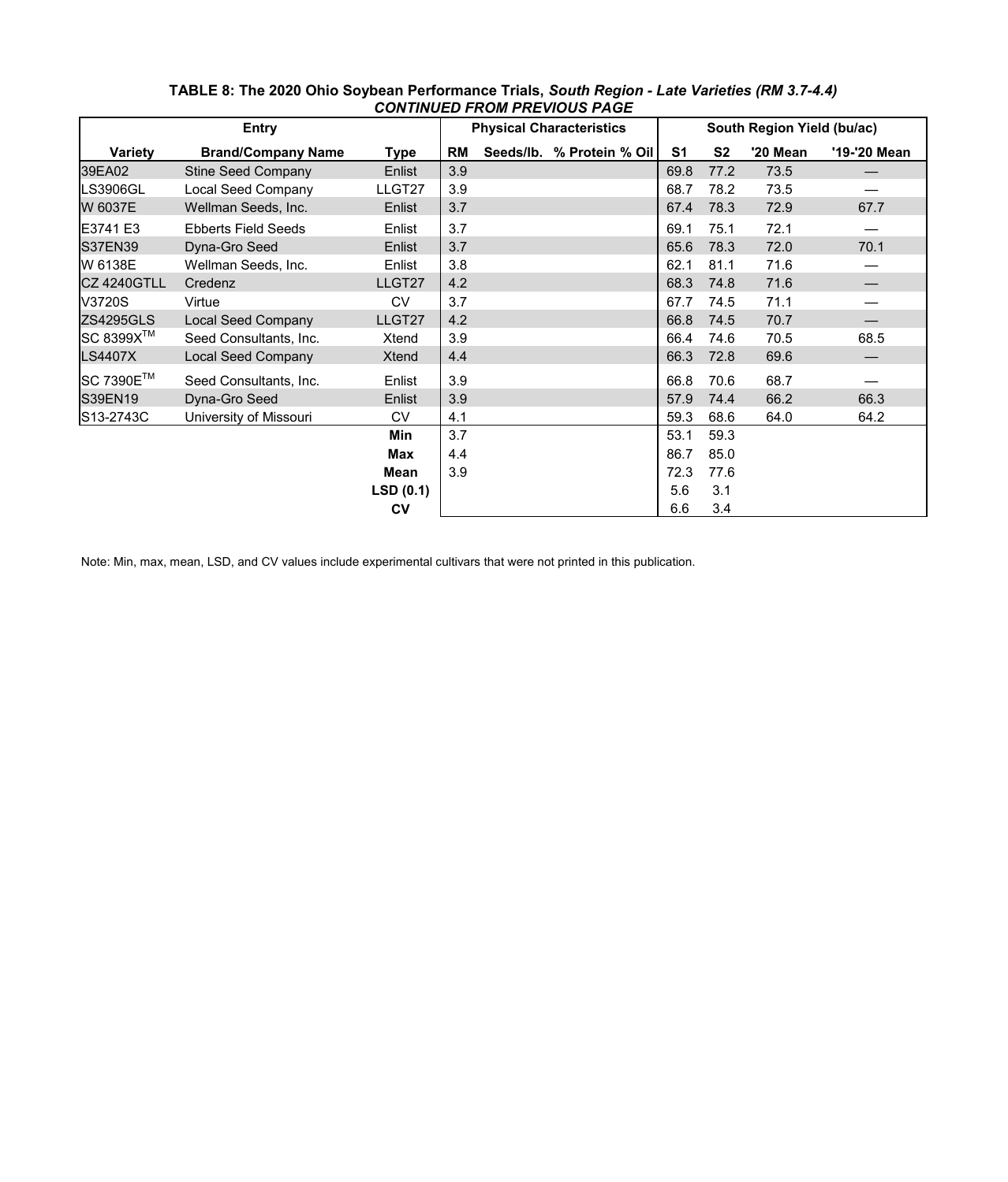**TABLE 8: The 2020 Ohio Soybean Performance Trials,** ***South Region - Late Varieties (RM 3.7-4.4)***
***CONTINUED FROM PREVIOUS PAGE***

| Entry | | | Physical Characteristics | | | | South Region Yield (bu/ac) | | | |
|---|---|---|---|---|---|---|---|---|---|---|
| **Variety** | **Brand/Company Name** | **Type** | **RM** | **Seeds/lb.** | **% Protein** | **% Oil** | **S1** | **S2** | **'20 Mean** | **'19-'20 Mean** |
| 39EA02 | Stine Seed Company | Enlist | 3.9 | | | | 69.8 | 77.2 | 73.5 | — |
| LS3906GL | Local Seed Company | LLGT27 | 3.9 | | | | 68.7 | 78.2 | 73.5 | — |
| W 6037E | Wellman Seeds, Inc. | Enlist | 3.7 | | | | 67.4 | 78.3 | 72.9 | 67.7 |
| E3741 E3 | Ebberts Field Seeds | Enlist | 3.7 | | | | 69.1 | 75.1 | 72.1 | — |
| S37EN39 | Dyna-Gro Seed | Enlist | 3.7 | | | | 65.6 | 78.3 | 72.0 | 70.1 |
| W 6138E | Wellman Seeds, Inc. | Enlist | 3.8 | | | | 62.1 | 81.1 | 71.6 | — |
| CZ 4240GTLL | Credenz | LLGT27 | 4.2 | | | | 68.3 | 74.8 | 71.6 | — |
| V3720S | Virtue | CV | 3.7 | | | | 67.7 | 74.5 | 71.1 | — |
| ZS4295GLS | Local Seed Company | LLGT27 | 4.2 | | | | 66.8 | 74.5 | 70.7 | — |
| SC 8399X™ | Seed Consultants, Inc. | Xtend | 3.9 | | | | 66.4 | 74.6 | 70.5 | 68.5 |
| LS4407X | Local Seed Company | Xtend | 4.4 | | | | 66.3 | 72.8 | 69.6 | — |
| SC 7390E™ | Seed Consultants, Inc. | Enlist | 3.9 | | | | 66.8 | 70.6 | 68.7 | — |
| S39EN19 | Dyna-Gro Seed | Enlist | 3.9 | | | | 57.9 | 74.4 | 66.2 | 66.3 |
| S13-2743C | University of Missouri | CV | 4.1 | | | | 59.3 | 68.6 | 64.0 | 64.2 |
| | | **Min** | 3.7 | | | | 53.1 | 59.3 | | |
| | | **Max** | 4.4 | | | | 86.7 | 85.0 | | |
| | | **Mean** | 3.9 | | | | 72.3 | 77.6 | | |
| | | **LSD (0.1)** | | | | | 5.6 | 3.1 | | |
| | | **CV** | | | | | 6.6 | 3.4 | | |

Note: Min, max, mean, LSD, and CV values include experimental cultivars that were not printed in this publication.